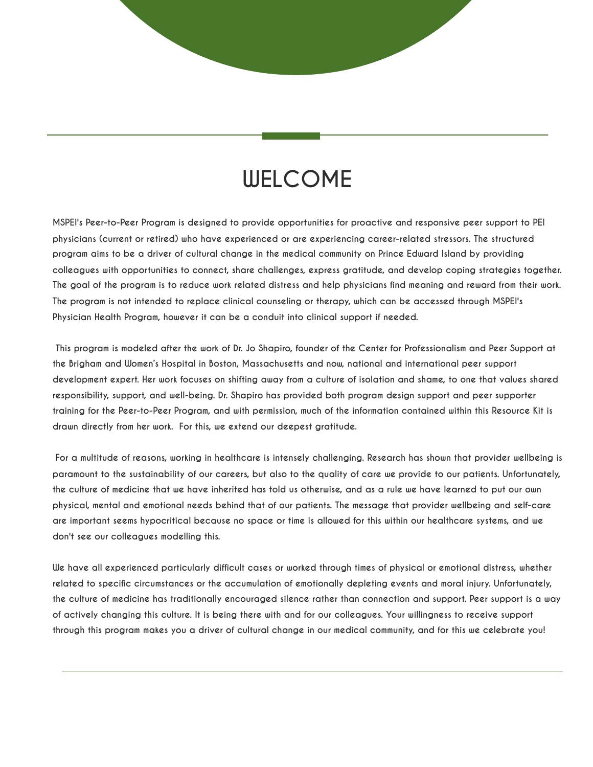# WELCOME

MSPEI's Peer-to-Peer Program is designed to provide opportunities for proactive and responsive peer support to PEI physicians (current or retired) who have experienced or are experiencing career-related stressors. The structured program aims to be a driver of cultural change in the medical community on Prince Edward Island by providing colleagues with opportunities to connect, share challenges, express gratitude, and develop coping strategies together. The goal of the program is to reduce work related distress and help physicians find meaning and reward from their work. The program is not intended to replace clinical counseling or therapy, which can be accessed through MSPEI's Physician Health Program, however it can be a conduit into clinical support if needed.

This program is modeled after the work of Dr. Jo Shapiro, founder of the Center for Professionalism and Peer Support at the Brigham and Women's Hospital in Boston, Massachusetts and now, national and international peer support development expert. Her work focuses on shifting away from a culture of isolation and shame, to one that values shared responsibility, support, and well-being. Dr. Shapiro has provided both program design support and peer supporter training for the Peer-to-Peer Program, and with permission, much of the information contained within this Resource Kit is drawn directly from her work. For this, we extend our deepest gratitude.

For a multitude of reasons, working in healthcare is intensely challenging. Research has shown that provider wellbeing is paramount to the sustainability of our careers, but also to the quality of care we provide to our patients. Unfortunately, the culture of medicine that we have inherited has told us otherwise, and as a rule we have learned to put our own physical, mental and emotional needs behind that of our patients. The message that provider wellbeing and self-care are important seems hypocritical because no space or time is allowed for this within our healthcare systems, and we don't see our colleagues modelling this.

We have all experienced particularly difficult cases or worked through times of physical or emotional distress, whether related to specific circumstances or the accumulation of emotionally depleting events and moral injury. Unfortunately, the culture of medicine has traditionally encouraged silence rather than connection and support. Peer support is a way of actively changing this culture. It is being there with and for our colleagues. Your willingness to receive support through this program makes you a driver of cultural change in our medical community, and for this we celebrate you!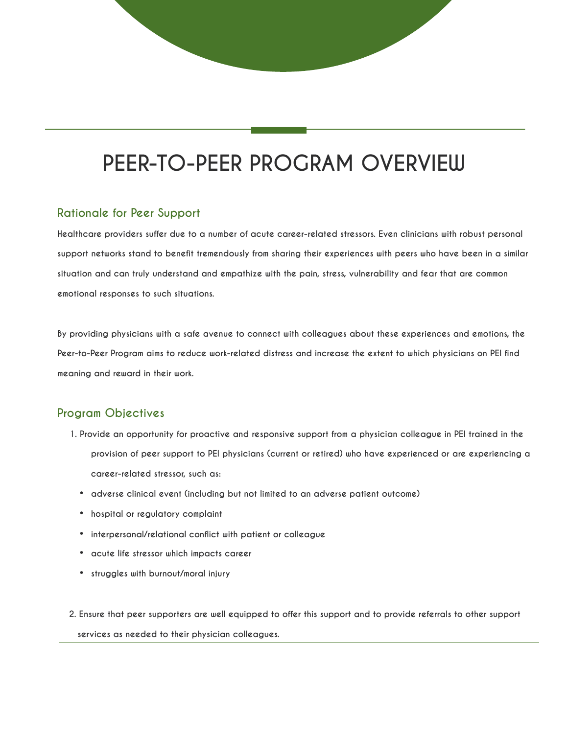# PEER-TO-PEER PROGRAM OVERVIEW

## Rationale for Peer Support

Healthcare providers suffer due to a number of acute career-related stressors. Even clinicians with robust personal support networks stand to benefit tremendously from sharing their experiences with peers who have been in a similar situation and can truly understand and empathize with the pain, stress, vulnerability and fear that are common emotional responses to such situations.

By providing physicians with a safe avenue to connect with colleagues about these experiences and emotions, the Peer-to-Peer Program aims to reduce work-related distress and increase the extent to which physicians on PEI find meaning and reward in their work.

## Program Objectives

1. Provide an opportunity for proactive and responsive support from a physician colleague in PEI trained in the provision of peer support to PEI physicians (current or retired) who have experienced or are experiencing a career-related stressor, such as:
   - adverse clinical event (including but not limited to an adverse patient outcome)
   - hospital or regulatory complaint
   - interpersonal/relational conflict with patient or colleague
   - acute life stressor which impacts career
   - struggles with burnout/moral injury

2. Ensure that peer supporters are well equipped to offer this support and to provide referrals to other support services as needed to their physician colleagues.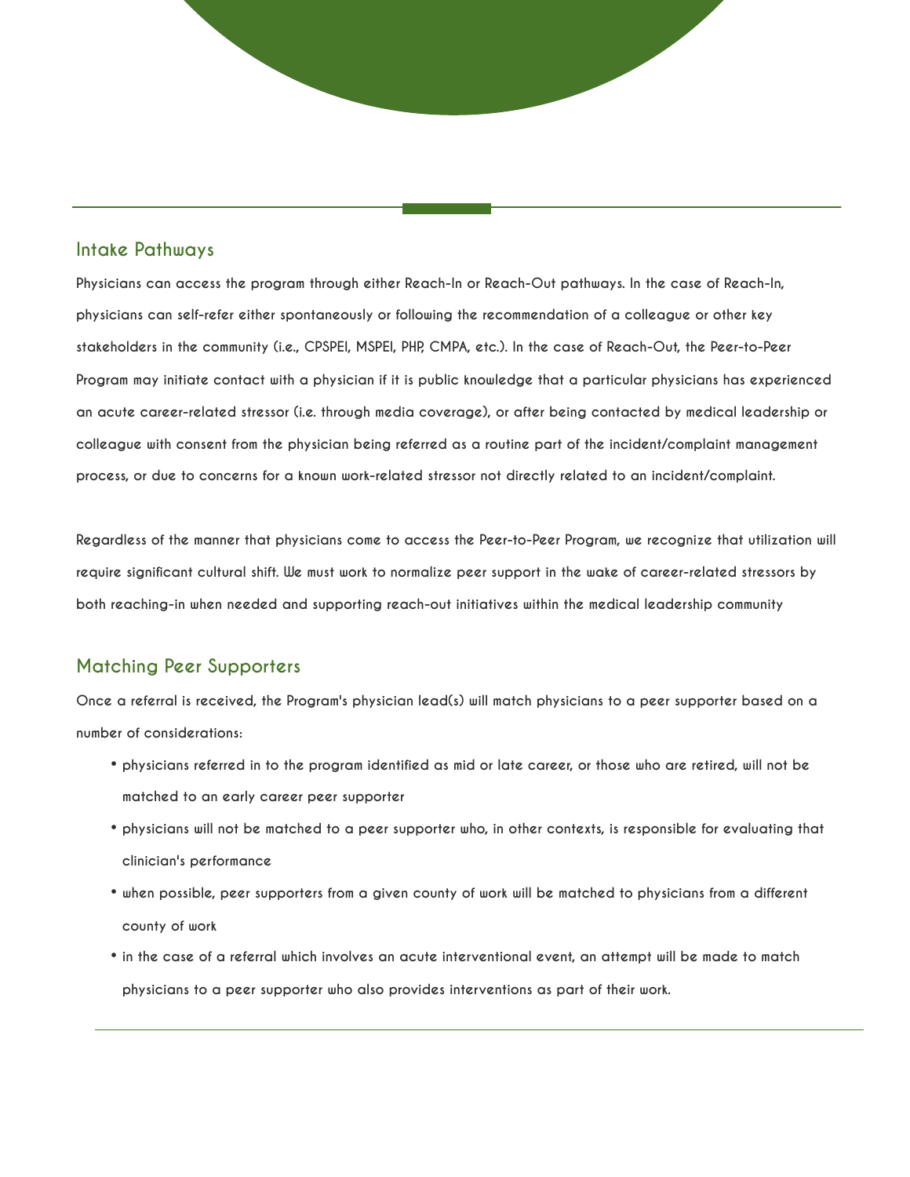## Intake Pathways

Physicians can access the program through either Reach-In or Reach-Out pathways. In the case of Reach-In, physicians can self-refer either spontaneously or following the recommendation of a colleague or other key stakeholders in the community (i.e., CPSPEI, MSPEI, PHP, CMPA, etc.). In the case of Reach-Out, the Peer-to-Peer Program may initiate contact with a physician if it is public knowledge that a particular physicians has experienced an acute career-related stressor (i.e. through media coverage), or after being contacted by medical leadership or colleague with consent from the physician being referred as a routine part of the incident/complaint management process, or due to concerns for a known work-related stressor not directly related to an incident/complaint.

Regardless of the manner that physicians come to access the Peer-to-Peer Program, we recognize that utilization will require significant cultural shift. We must work to normalize peer support in the wake of career-related stressors by both reaching-in when needed and supporting reach-out initiatives within the medical leadership community

## Matching Peer Supporters

Once a referral is received, the Program's physician lead(s) will match physicians to a peer supporter based on a number of considerations:

- physicians referred in to the program identified as mid or late career, or those who are retired, will not be matched to an early career peer supporter
- physicians will not be matched to a peer supporter who, in other contexts, is responsible for evaluating that clinician's performance
- when possible, peer supporters from a given county of work will be matched to physicians from a different county of work
- in the case of a referral which involves an acute interventional event, an attempt will be made to match physicians to a peer supporter who also provides interventions as part of their work.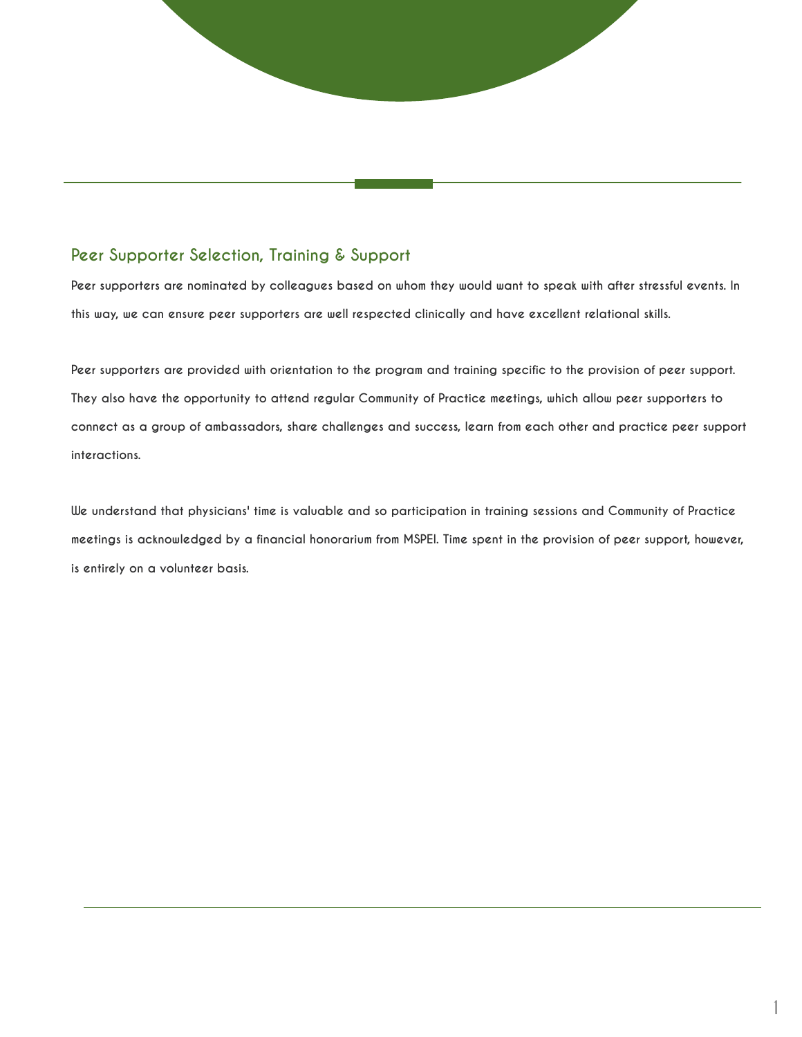## Peer Supporter Selection, Training & Support

Peer supporters are nominated by colleagues based on whom they would want to speak with after stressful events. In this way, we can ensure peer supporters are well respected clinically and have excellent relational skills.

Peer supporters are provided with orientation to the program and training specific to the provision of peer support. They also have the opportunity to attend regular Community of Practice meetings, which allow peer supporters to connect as a group of ambassadors, share challenges and success, learn from each other and practice peer support interactions.

We understand that physicians' time is valuable and so participation in training sessions and Community of Practice meetings is acknowledged by a financial honorarium from MSPEI. Time spent in the provision of peer support, however, is entirely on a volunteer basis.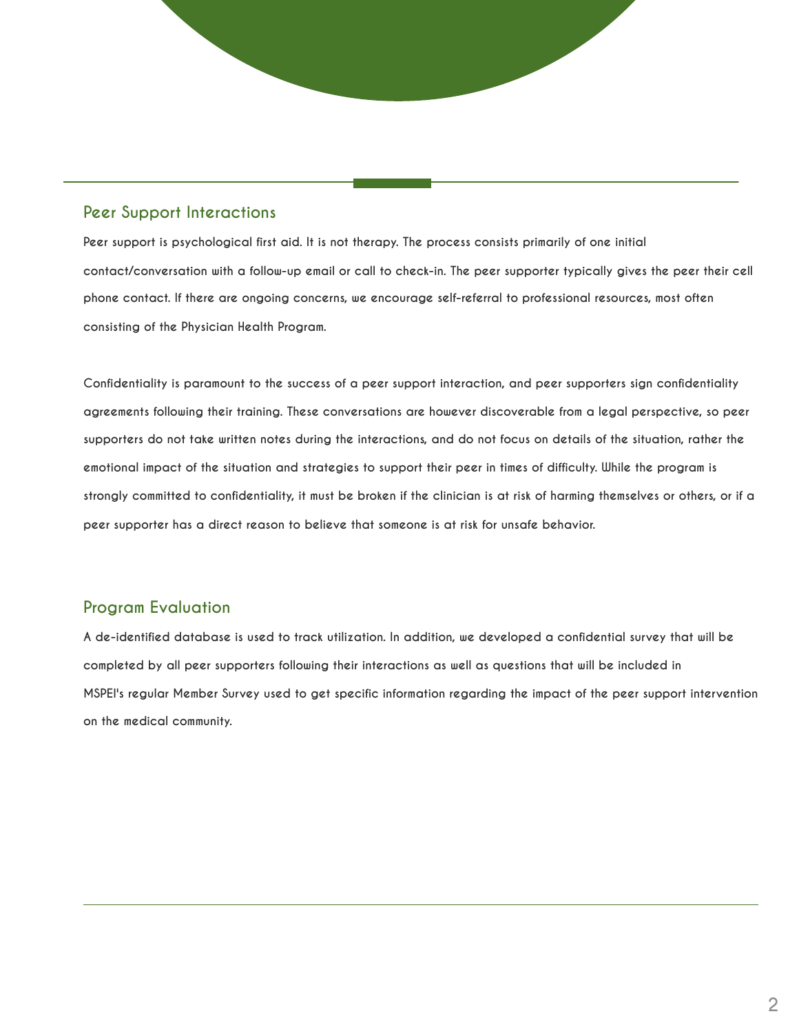## Peer Support Interactions

Peer support is psychological first aid. It is not therapy. The process consists primarily of one initial contact/conversation with a follow-up email or call to check-in. The peer supporter typically gives the peer their cell phone contact. If there are ongoing concerns, we encourage self-referral to professional resources, most often consisting of the Physician Health Program.

Confidentiality is paramount to the success of a peer support interaction, and peer supporters sign confidentiality agreements following their training. These conversations are however discoverable from a legal perspective, so peer supporters do not take written notes during the interactions, and do not focus on details of the situation, rather the emotional impact of the situation and strategies to support their peer in times of difficulty. While the program is strongly committed to confidentiality, it must be broken if the clinician is at risk of harming themselves or others, or if a peer supporter has a direct reason to believe that someone is at risk for unsafe behavior.

## Program Evaluation

A de-identified database is used to track utilization. In addition, we developed a confidential survey that will be completed by all peer supporters following their interactions as well as questions that will be included in MSPEI's regular Member Survey used to get specific information regarding the impact of the peer support intervention on the medical community.